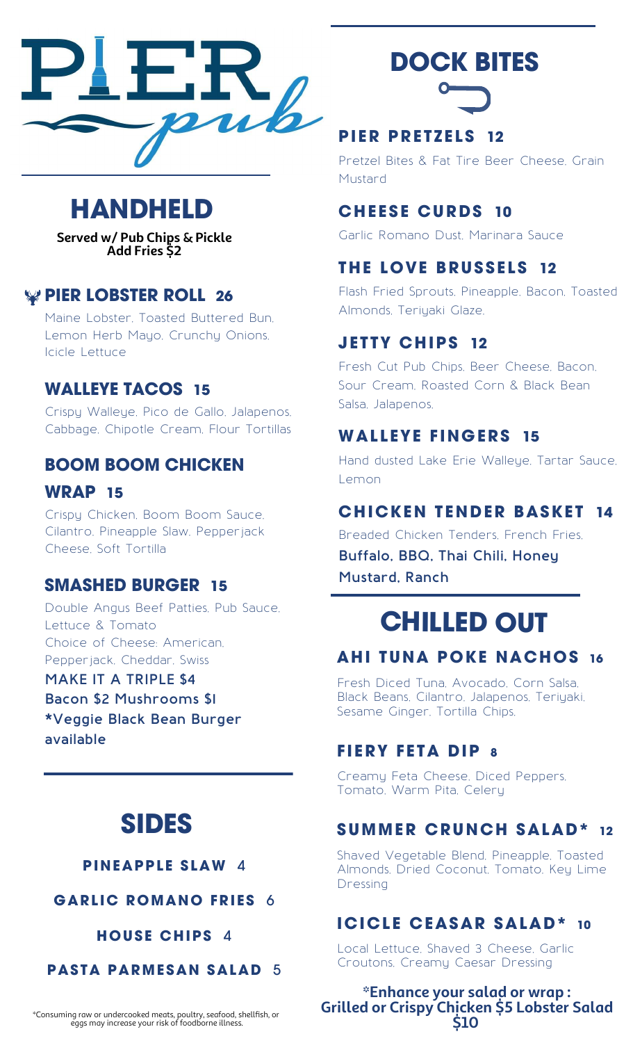# PIER pub

## HANDHELD

**Served w/ Pub Chips & Pickle**
**Add Fries $2**

### PIER LOBSTER ROLL 26

Maine Lobster, Toasted Buttered Bun, Lemon Herb Mayo, Crunchy Onions, Icicle Lettuce

### WALLEYE TACOS 15

Crispy Walleye, Pico de Gallo, Jalapenos, Cabbage, Chipotle Cream, Flour Tortillas

### BOOM BOOM CHICKEN WRAP 15

Crispy Chicken, Boom Boom Sauce, Cilantro, Pineapple Slaw, Pepperjack Cheese, Soft Tortilla

### SMASHED BURGER 15

Double Angus Beef Patties, Pub Sauce, Lettuce & Tomato
Choice of Cheese: American, Pepperjack, Cheddar, Swiss

**MAKE IT A TRIPLE $4**
**Bacon $2 Mushrooms $1**
***Veggie Black Bean Burger available**

## SIDES

**PINEAPPLE SLAW** 4

**GARLIC ROMANO FRIES** 6

**HOUSE CHIPS** 4

**PASTA PARMESAN SALAD** 5

*Consuming raw or undercooked meats, poultry, seafood, shellfish, or eggs may increase your risk of foodborne illness.

## DOCK BITES

### PIER PRETZELS 12

Pretzel Bites & Fat Tire Beer Cheese, Grain Mustard

### CHEESE CURDS 10

Garlic Romano Dust, Marinara Sauce

### THE LOVE BRUSSELS 12

Flash Fried Sprouts, Pineapple, Bacon, Toasted Almonds, Teriyaki Glaze.

### JETTY CHIPS 12

Fresh Cut Pub Chips, Beer Cheese, Bacon, Sour Cream, Roasted Corn & Black Bean Salsa, Jalapenos.

### WALLEYE FINGERS 15

Hand dusted Lake Erie Walleye, Tartar Sauce, Lemon

### CHICKEN TENDER BASKET 14

Breaded Chicken Tenders, French Fries,
**Buffalo, BBQ, Thai Chili, Honey Mustard, Ranch**

## CHILLED OUT

### AHI TUNA POKE NACHOS 16

Fresh Diced Tuna, Avocado, Corn Salsa, Black Beans, Cilantro, Jalapenos, Teriyaki, Sesame Ginger, Tortilla Chips.

### FIERY FETA DIP 8

Creamy Feta Cheese, Diced Peppers, Tomato, Warm Pita, Celery

### SUMMER CRUNCH SALAD* 12

Shaved Vegetable Blend, Pineapple, Toasted Almonds, Dried Coconut, Tomato, Key Lime Dressing

### ICICLE CEASAR SALAD* 10

Local Lettuce, Shaved 3 Cheese, Garlic Croutons, Creamy Caesar Dressing

***Enhance your salad or wrap :**
**Grilled or Crispy Chicken $5 Lobster Salad $10**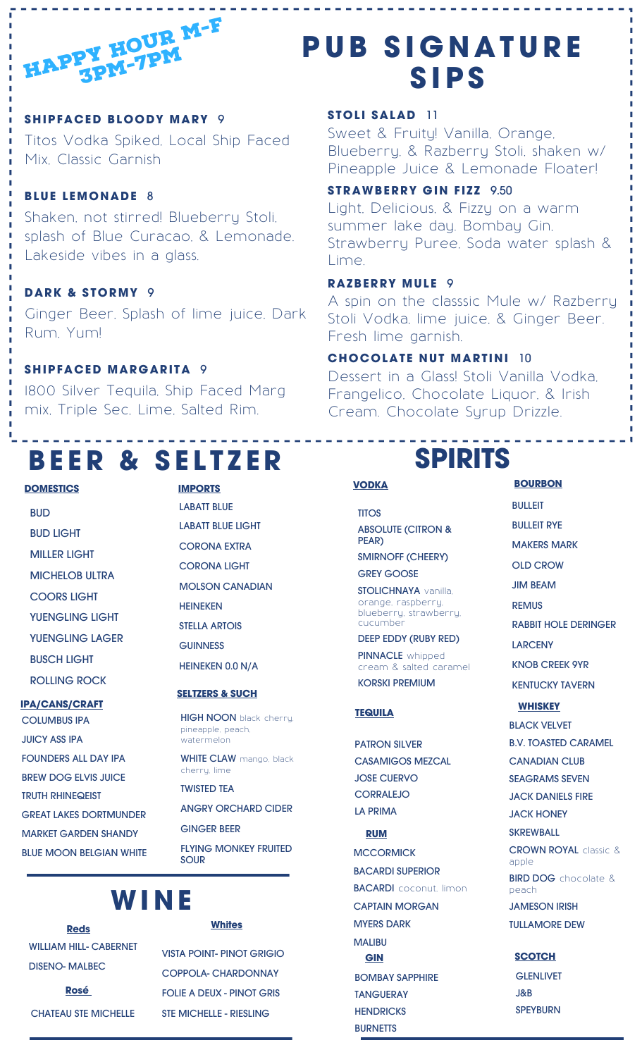HAPPY HOUR M-F 3PM-7PM

# PUB SIGNATURE SIPS

### SHIPFACED BLOODY MARY 9

Titos Vodka Spiked, Local Ship Faced Mix, Classic Garnish

### BLUE LEMONADE 8

Shaken, not stirred! Blueberry Stoli, splash of Blue Curacao, & Lemonade. Lakeside vibes in a glass.

### DARK & STORMY 9

Ginger Beer, Splash of lime juice, Dark Rum, Yum!

### SHIPFACED MARGARITA 9

1800 Silver Tequila, Ship Faced Marg mix, Triple Sec, Lime, Salted Rim.

### STOLI SALAD 11

Sweet & Fruity! Vanilla, Orange, Blueberry, & Razberry Stoli, shaken w/ Pineapple Juice & Lemonade Floater!

### STRAWBERRY GIN FIZZ 9.50

Light, Delicious, & Fizzy on a warm summer lake day. Bombay Gin, Strawberry Puree, Soda water splash & Lime.

### RAZBERRY MULE 9

A spin on the classsic Mule w/ Razberry Stoli Vodka, lime juice, & Ginger Beer. Fresh lime garnish.

### CHOCOLATE NUT MARTINI 10

Dessert in a Glass! Stoli Vanilla Vodka, Frangelico, Chocolate Liquor, & Irish Cream. Chocolate Syrup Drizzle.

# BEER & SELTZER

### DOMESTICS

- BUD
- BUD LIGHT
- MILLER LIGHT
- MICHELOB ULTRA
- COORS LIGHT
- YUENGLING LIGHT
- YUENGLING LAGER
- BUSCH LIGHT
- ROLLING ROCK

### IPA/CANS/CRAFT

- COLUMBUS IPA
- JUICY ASS IPA
- FOUNDERS ALL DAY IPA
- BREW DOG ELVIS JUICE
- TRUTH RHINEQEIST
- GREAT LAKES DORTMUNDER
- MARKET GARDEN SHANDY
- BLUE MOON BELGIAN WHITE

### IMPORTS

- LABATT BLUE
- LABATT BLUE LIGHT
- CORONA EXTRA
- CORONA LIGHT
- MOLSON CANADIAN
- HEINEKEN
- STELLA ARTOIS
- GUINNESS
- HEINEKEN 0.0 N/A

### SELTZERS & SUCH

- HIGH NOON black cherry, pineapple, peach, watermelon
- WHITE CLAW mango, black cherry, lime
- TWISTED TEA
- ANGRY ORCHARD CIDER
- GINGER BEER
- FLYING MONKEY FRUITED SOUR

# WINE

### Reds

- WILLIAM HILL- CABERNET
- DISENO- MALBEC

### Rosé

- CHATEAU STE MICHELLE

### Whites

- VISTA POINT- PINOT GRIGIO
- COPPOLA- CHARDONNAY
- FOLIE A DEUX - PINOT GRIS
- STE MICHELLE - RIESLING

# SPIRITS

### VODKA

- TITOS
- ABSOLUTE (CITRON & PEAR)
- SMIRNOFF (CHEERY)
- GREY GOOSE
- STOLICHNAYA vanilla, orange, raspberry, blueberry, strawberry, cucumber
- DEEP EDDY (RUBY RED)
- PINNACLE whipped cream & salted caramel
- KORSKI PREMIUM

### TEQUILA

- PATRON SILVER
- CASAMIGOS MEZCAL
- JOSE CUERVO
- CORRALEJO
- LA PRIMA

### RUM

- MCCORMICK
- BACARDI SUPERIOR
- BACARDI coconut, limon
- CAPTAIN MORGAN
- MYERS DARK
- MALIBU

### GIN

- BOMBAY SAPPHIRE
- TANGUERAY
- HENDRICKS
- BURNETTS

### BOURBON

- BULLEIT
- BULLEIT RYE
- MAKERS MARK
- OLD CROW
- JIM BEAM
- REMUS
- RABBIT HOLE DERINGER
- LARCENY
- KNOB CREEK 9YR
- KENTUCKY TAVERN

### WHISKEY

- BLACK VELVET
- B.V. TOASTED CARAMEL
- CANADIAN CLUB
- SEAGRAMS SEVEN
- JACK DANIELS FIRE
- JACK HONEY
- SKREWBALL
- CROWN ROYAL classic & apple
- BIRD DOG chocolate & peach
- JAMESON IRISH
- TULLAMORE DEW

### SCOTCH

- GLENLIVET
- J&B
- SPEYBURN